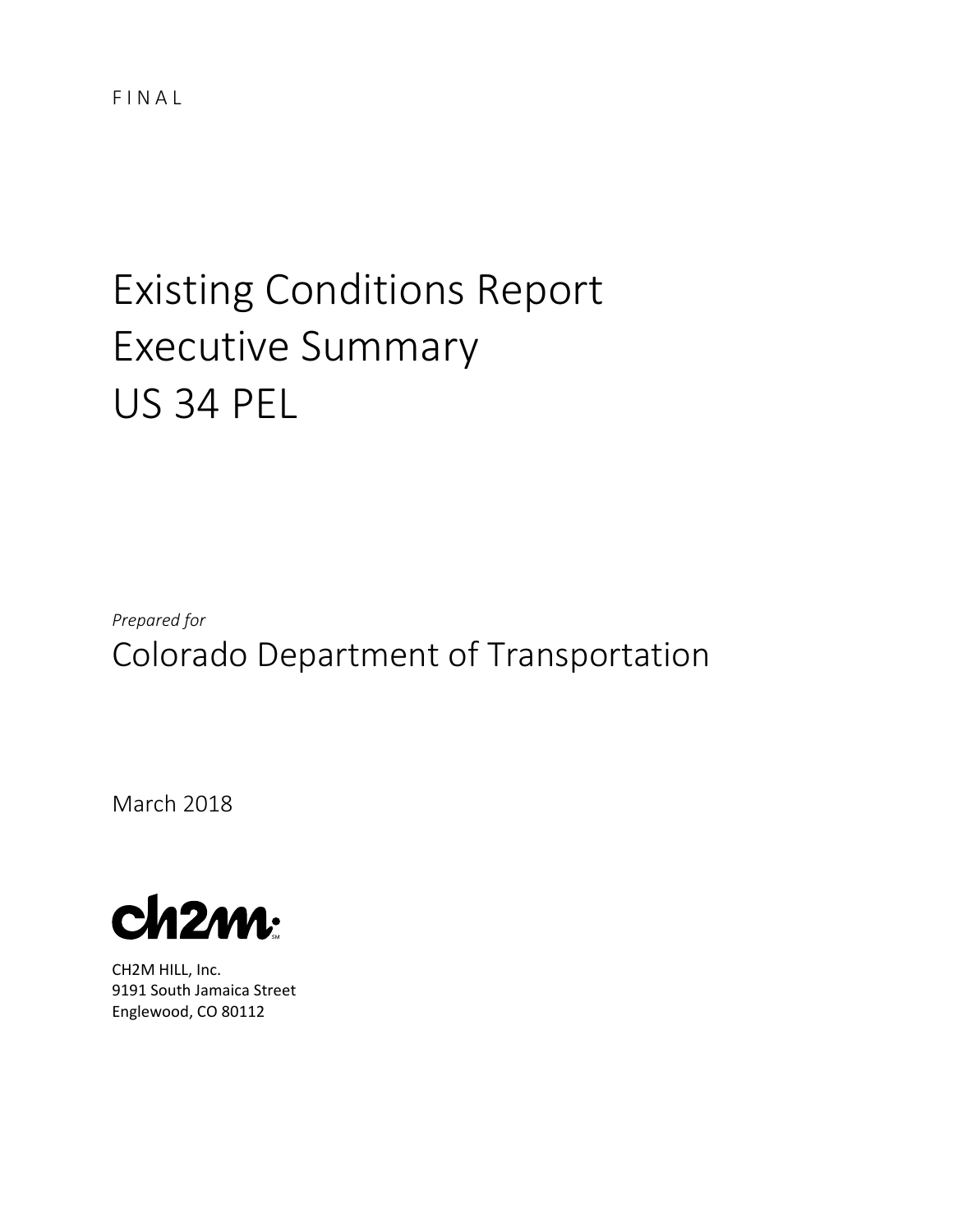FINAL

# Existing Conditions Report Executive Summary US 34 PEL

*Prepared for*

Colorado Department of Transportation

March 2018

ch2m

CH2M HILL, Inc.
9191 South Jamaica Street
Englewood, CO 80112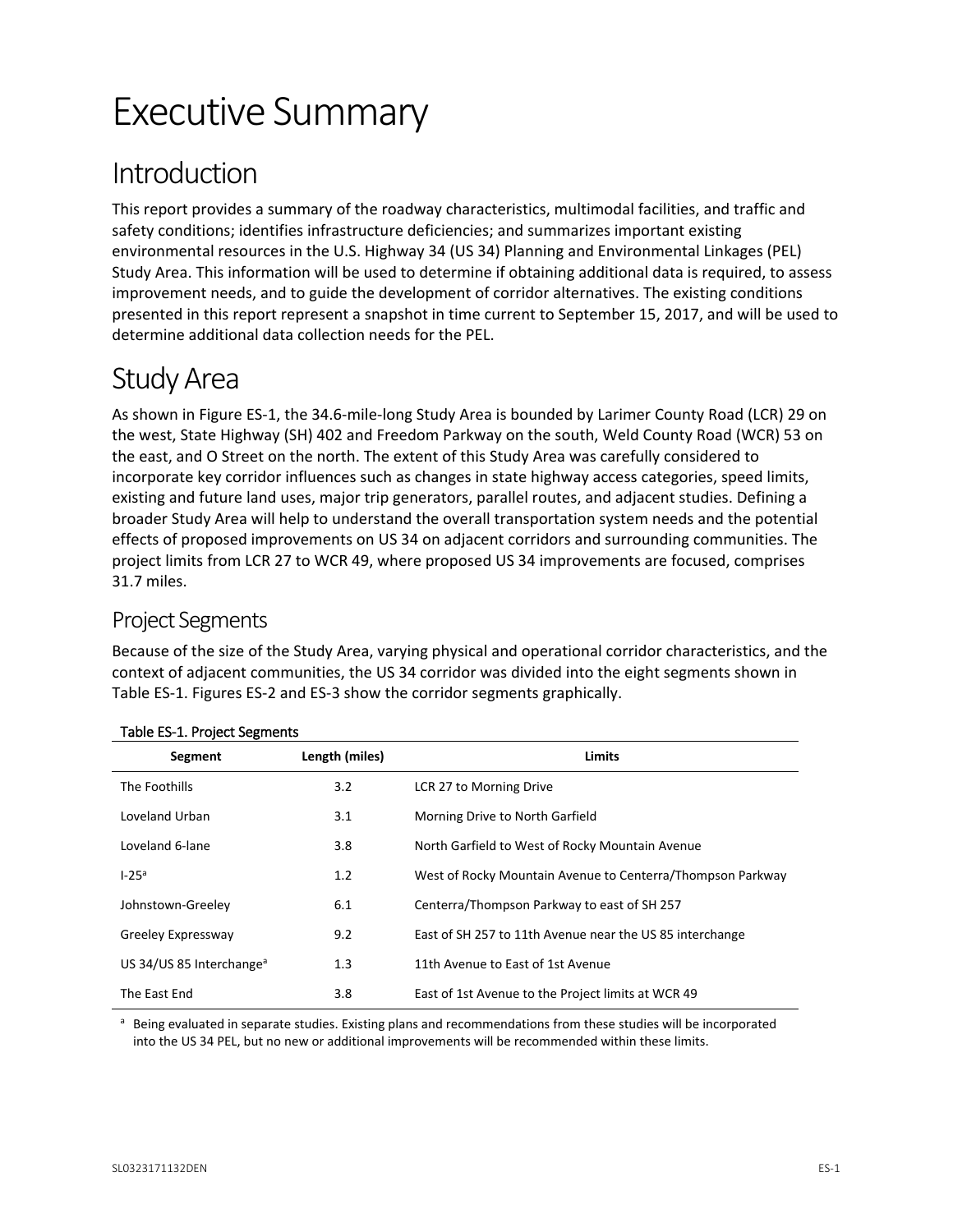# Executive Summary

## Introduction

This report provides a summary of the roadway characteristics, multimodal facilities, and traffic and safety conditions; identifies infrastructure deficiencies; and summarizes important existing environmental resources in the U.S. Highway 34 (US 34) Planning and Environmental Linkages (PEL) Study Area. This information will be used to determine if obtaining additional data is required, to assess improvement needs, and to guide the development of corridor alternatives. The existing conditions presented in this report represent a snapshot in time current to September 15, 2017, and will be used to determine additional data collection needs for the PEL.

## Study Area

As shown in Figure ES-1, the 34.6-mile-long Study Area is bounded by Larimer County Road (LCR) 29 on the west, State Highway (SH) 402 and Freedom Parkway on the south, Weld County Road (WCR) 53 on the east, and O Street on the north. The extent of this Study Area was carefully considered to incorporate key corridor influences such as changes in state highway access categories, speed limits, existing and future land uses, major trip generators, parallel routes, and adjacent studies. Defining a broader Study Area will help to understand the overall transportation system needs and the potential effects of proposed improvements on US 34 on adjacent corridors and surrounding communities. The project limits from LCR 27 to WCR 49, where proposed US 34 improvements are focused, comprises 31.7 miles.

### Project Segments

Because of the size of the Study Area, varying physical and operational corridor characteristics, and the context of adjacent communities, the US 34 corridor was divided into the eight segments shown in Table ES-1. Figures ES-2 and ES-3 show the corridor segments graphically.

Table ES-1. Project Segments

| Segment | Length (miles) | Limits |
| --- | --- | --- |
| The Foothills | 3.2 | LCR 27 to Morning Drive |
| Loveland Urban | 3.1 | Morning Drive to North Garfield |
| Loveland 6-lane | 3.8 | North Garfield to West of Rocky Mountain Avenue |
| I-25[a] | 1.2 | West of Rocky Mountain Avenue to Centerra/Thompson Parkway |
| Johnstown-Greeley | 6.1 | Centerra/Thompson Parkway to east of SH 257 |
| Greeley Expressway | 9.2 | East of SH 257 to 11th Avenue near the US 85 interchange |
| US 34/US 85 Interchange[a] | 1.3 | 11th Avenue to East of 1st Avenue |
| The East End | 3.8 | East of 1st Avenue to the Project limits at WCR 49 |

[a] Being evaluated in separate studies. Existing plans and recommendations from these studies will be incorporated into the US 34 PEL, but no new or additional improvements will be recommended within these limits.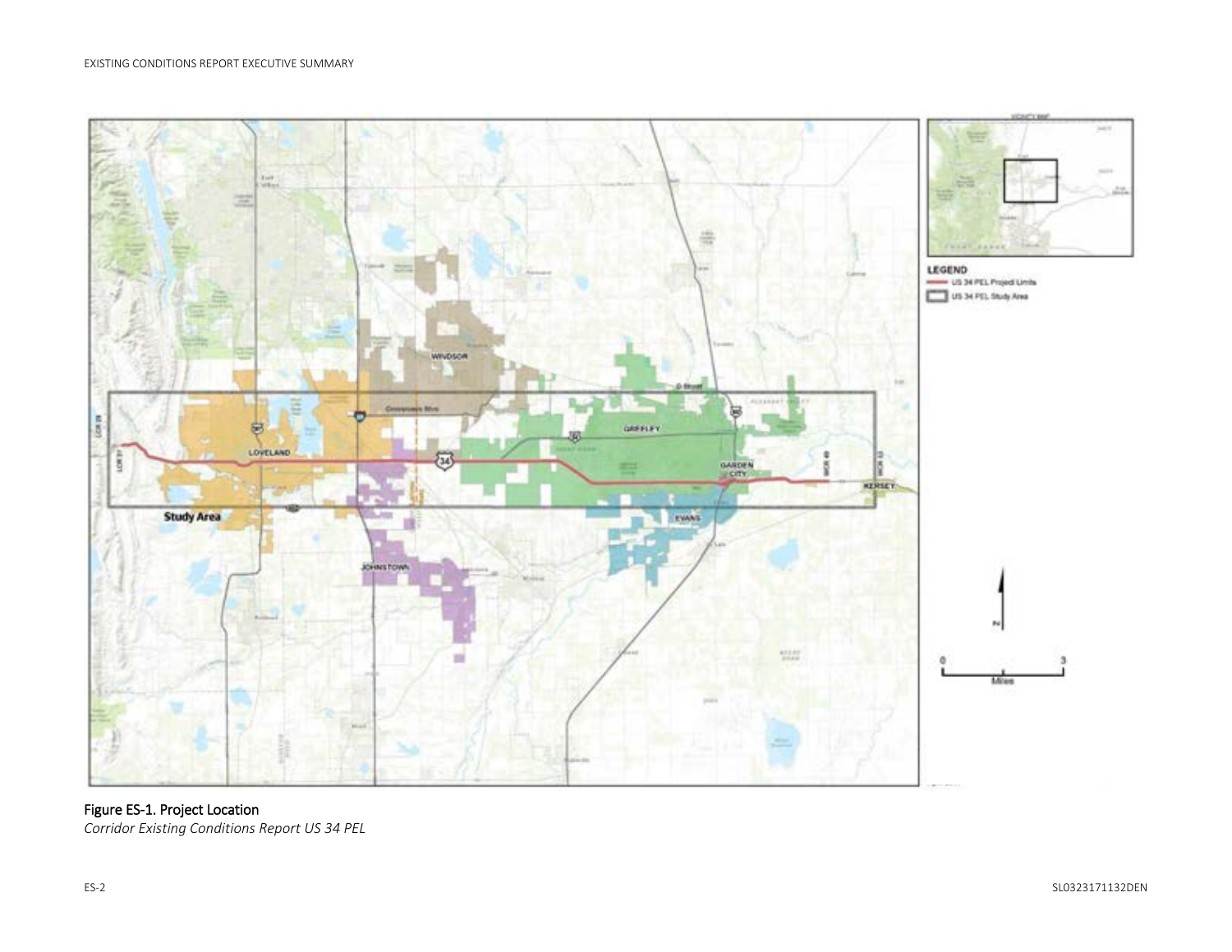Figure ES-1. Project Location

*Corridor Existing Conditions Report US 34 PEL*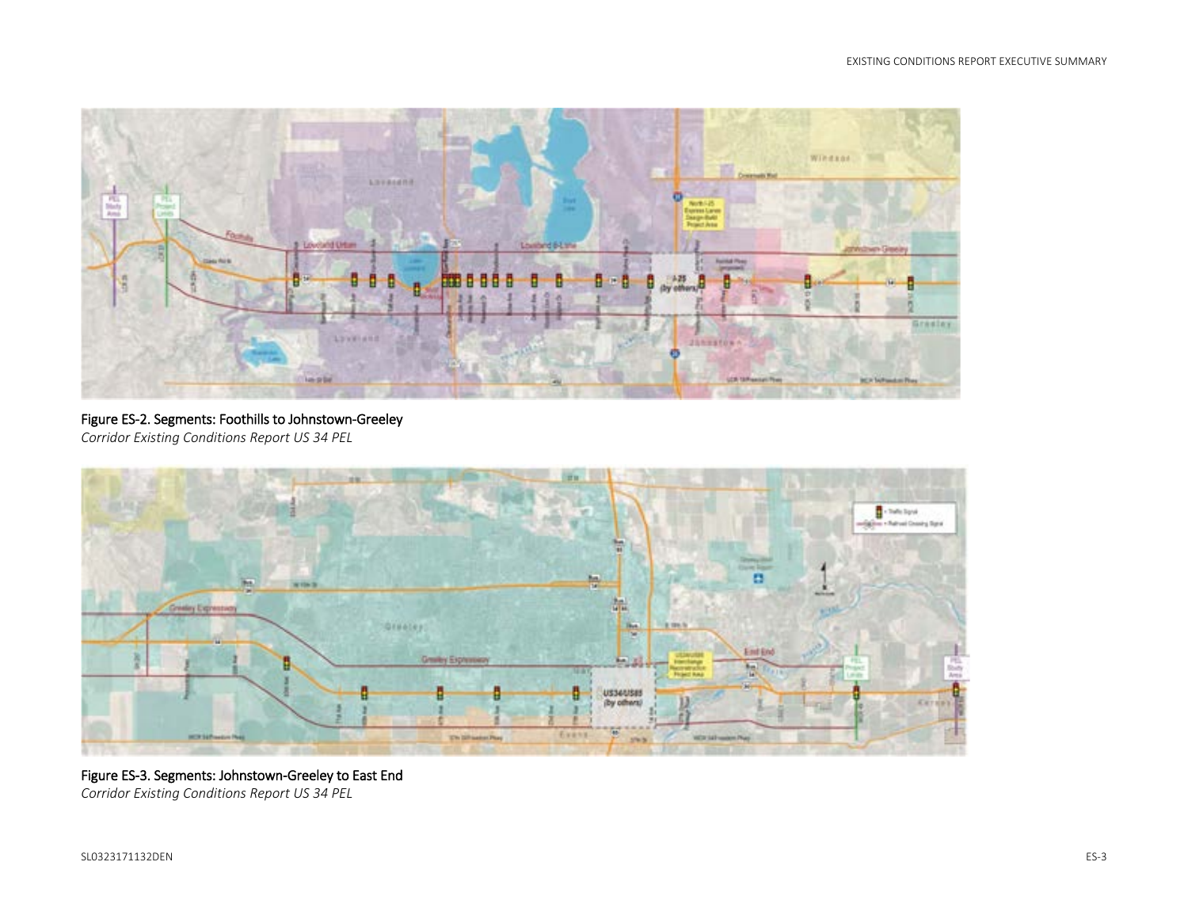Figure ES-2. Segments: Foothills to Johnstown-Greeley
*Corridor Existing Conditions Report US 34 PEL*

Figure ES-3. Segments: Johnstown-Greeley to East End
*Corridor Existing Conditions Report US 34 PEL*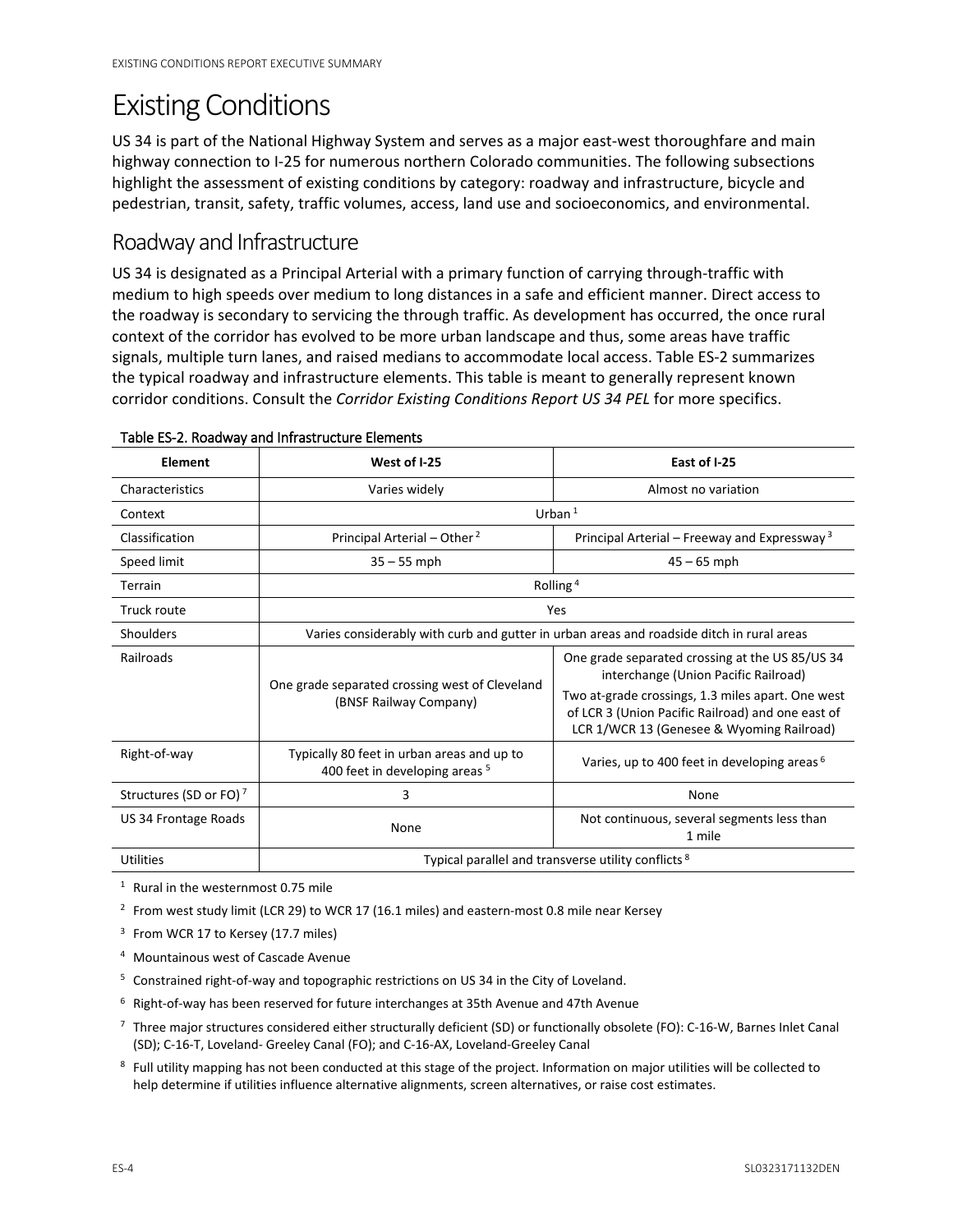# Existing Conditions

US 34 is part of the National Highway System and serves as a major east-west thoroughfare and main highway connection to I-25 for numerous northern Colorado communities. The following subsections highlight the assessment of existing conditions by category: roadway and infrastructure, bicycle and pedestrian, transit, safety, traffic volumes, access, land use and socioeconomics, and environmental.

## Roadway and Infrastructure

US 34 is designated as a Principal Arterial with a primary function of carrying through-traffic with medium to high speeds over medium to long distances in a safe and efficient manner. Direct access to the roadway is secondary to servicing the through traffic. As development has occurred, the once rural context of the corridor has evolved to be more urban landscape and thus, some areas have traffic signals, multiple turn lanes, and raised medians to accommodate local access. Table ES-2 summarizes the typical roadway and infrastructure elements. This table is meant to generally represent known corridor conditions. Consult the *Corridor Existing Conditions Report US 34 PEL* for more specifics.

Table ES-2. Roadway and Infrastructure Elements

| Element | West of I-25 | East of I-25 |
|---|---|---|
| Characteristics | Varies widely | Almost no variation |
| Context | Urban [1] | |
| Classification | Principal Arterial – Other [2] | Principal Arterial – Freeway and Expressway [3] |
| Speed limit | 35 – 55 mph | 45 – 65 mph |
| Terrain | Rolling [4] | |
| Truck route | Yes | |
| Shoulders | Varies considerably with curb and gutter in urban areas and roadside ditch in rural areas | |
| Railroads | One grade separated crossing west of Cleveland (BNSF Railway Company) | One grade separated crossing at the US 85/US 34 interchange (Union Pacific Railroad)<br>Two at-grade crossings, 1.3 miles apart. One west of LCR 3 (Union Pacific Railroad) and one east of LCR 1/WCR 13 (Genesee & Wyoming Railroad) |
| Right-of-way | Typically 80 feet in urban areas and up to 400 feet in developing areas [5] | Varies, up to 400 feet in developing areas [6] |
| Structures (SD or FO) [7] | 3 | None |
| US 34 Frontage Roads | None | Not continuous, several segments less than 1 mile |
| Utilities | Typical parallel and transverse utility conflicts [8] | |

[1] Rural in the westernmost 0.75 mile

[2] From west study limit (LCR 29) to WCR 17 (16.1 miles) and eastern-most 0.8 mile near Kersey

[3] From WCR 17 to Kersey (17.7 miles)

[4] Mountainous west of Cascade Avenue

[5] Constrained right-of-way and topographic restrictions on US 34 in the City of Loveland.

[6] Right-of-way has been reserved for future interchanges at 35th Avenue and 47th Avenue

[7] Three major structures considered either structurally deficient (SD) or functionally obsolete (FO): C-16-W, Barnes Inlet Canal (SD); C-16-T, Loveland- Greeley Canal (FO); and C-16-AX, Loveland-Greeley Canal

[8] Full utility mapping has not been conducted at this stage of the project. Information on major utilities will be collected to help determine if utilities influence alternative alignments, screen alternatives, or raise cost estimates.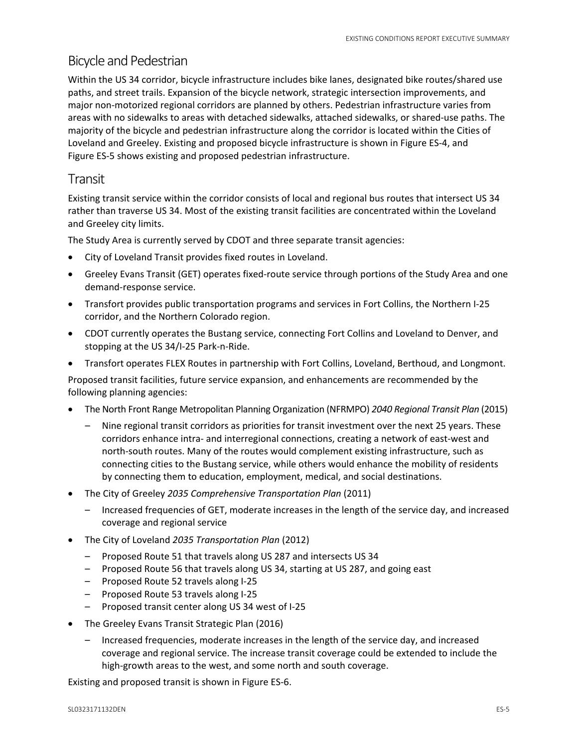## Bicycle and Pedestrian

Within the US 34 corridor, bicycle infrastructure includes bike lanes, designated bike routes/shared use paths, and street trails. Expansion of the bicycle network, strategic intersection improvements, and major non-motorized regional corridors are planned by others. Pedestrian infrastructure varies from areas with no sidewalks to areas with detached sidewalks, attached sidewalks, or shared-use paths. The majority of the bicycle and pedestrian infrastructure along the corridor is located within the Cities of Loveland and Greeley. Existing and proposed bicycle infrastructure is shown in Figure ES-4, and Figure ES-5 shows existing and proposed pedestrian infrastructure.

## Transit

Existing transit service within the corridor consists of local and regional bus routes that intersect US 34 rather than traverse US 34. Most of the existing transit facilities are concentrated within the Loveland and Greeley city limits.

The Study Area is currently served by CDOT and three separate transit agencies:

- City of Loveland Transit provides fixed routes in Loveland.
- Greeley Evans Transit (GET) operates fixed-route service through portions of the Study Area and one demand-response service.
- Transfort provides public transportation programs and services in Fort Collins, the Northern I-25 corridor, and the Northern Colorado region.
- CDOT currently operates the Bustang service, connecting Fort Collins and Loveland to Denver, and stopping at the US 34/I-25 Park-n-Ride.
- Transfort operates FLEX Routes in partnership with Fort Collins, Loveland, Berthoud, and Longmont.

Proposed transit facilities, future service expansion, and enhancements are recommended by the following planning agencies:

- The North Front Range Metropolitan Planning Organization (NFRMPO) *2040 Regional Transit Plan* (2015)
  - Nine regional transit corridors as priorities for transit investment over the next 25 years. These corridors enhance intra- and interregional connections, creating a network of east-west and north-south routes. Many of the routes would complement existing infrastructure, such as connecting cities to the Bustang service, while others would enhance the mobility of residents by connecting them to education, employment, medical, and social destinations.
- The City of Greeley *2035 Comprehensive Transportation Plan* (2011)
  - Increased frequencies of GET, moderate increases in the length of the service day, and increased coverage and regional service
- The City of Loveland *2035 Transportation Plan* (2012)
  - Proposed Route 51 that travels along US 287 and intersects US 34
  - Proposed Route 56 that travels along US 34, starting at US 287, and going east
  - Proposed Route 52 travels along I-25
  - Proposed Route 53 travels along I-25
  - Proposed transit center along US 34 west of I-25
- The Greeley Evans Transit Strategic Plan (2016)
  - Increased frequencies, moderate increases in the length of the service day, and increased coverage and regional service. The increase transit coverage could be extended to include the high-growth areas to the west, and some north and south coverage.

Existing and proposed transit is shown in Figure ES-6.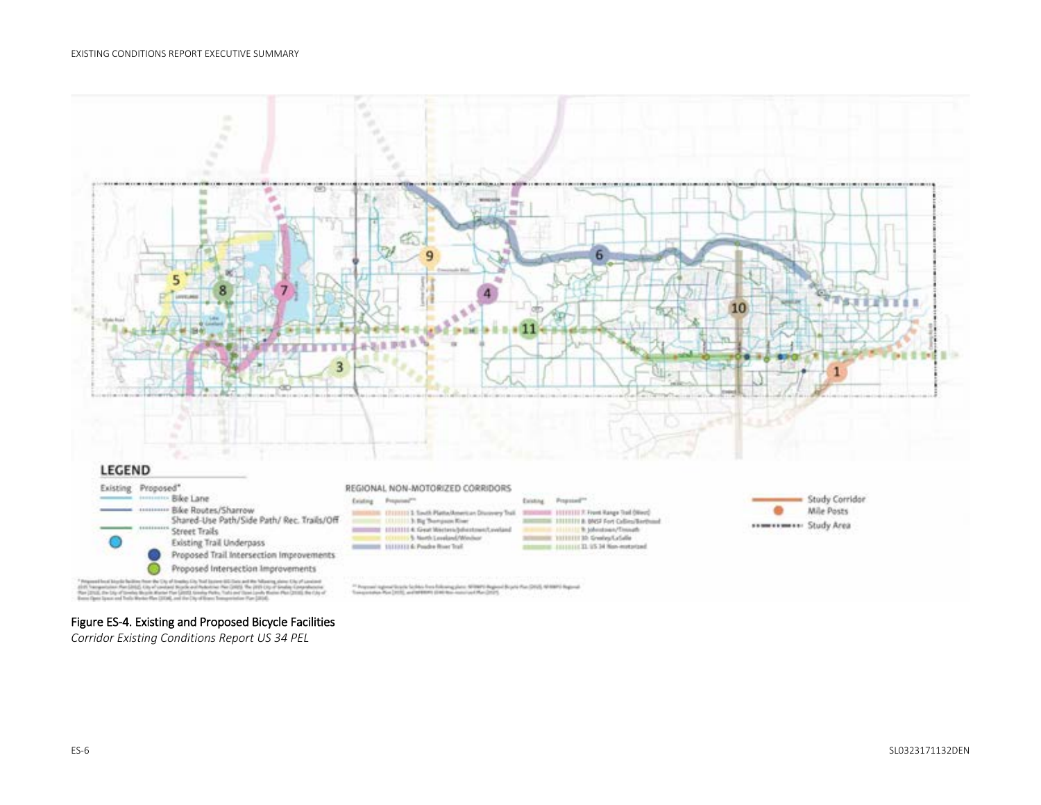Figure ES-4. Existing and Proposed Bicycle Facilities

*Corridor Existing Conditions Report US 34 PEL*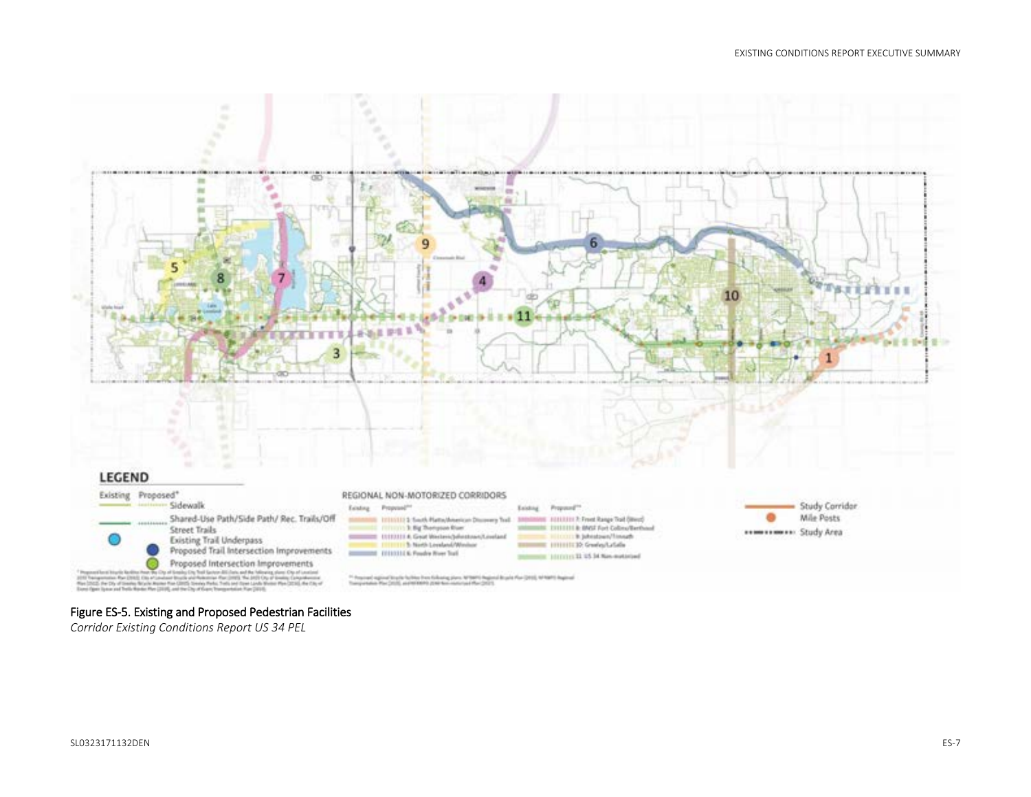Figure ES-5. Existing and Proposed Pedestrian Facilities

*Corridor Existing Conditions Report US 34 PEL*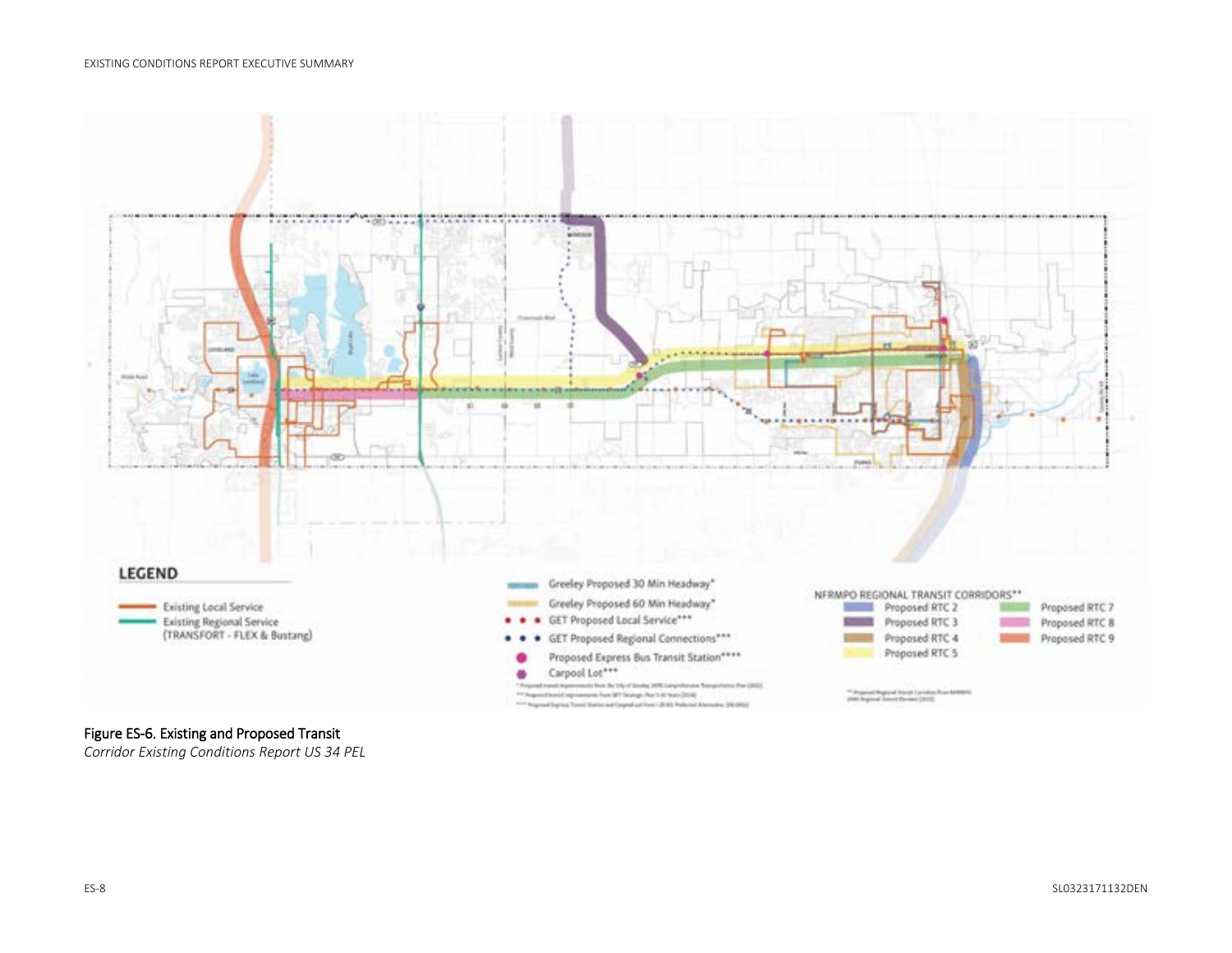LEGEND

- Existing Local Service
- Existing Regional Service (TRANSFORT - FLEX & Bustang)
- Greeley Proposed 30 Min Headway*
- Greeley Proposed 60 Min Headway*
- GET Proposed Local Service***
- GET Proposed Regional Connections***
- Proposed Express Bus Transit Station****
- Carpool Lot***

NFRMPO REGIONAL TRANSIT CORRIDORS**

- Proposed RTC 2
- Proposed RTC 3
- Proposed RTC 4
- Proposed RTC 5
- Proposed RTC 7
- Proposed RTC 8
- Proposed RTC 9

Figure ES-6. Existing and Proposed Transit

*Corridor Existing Conditions Report US 34 PEL*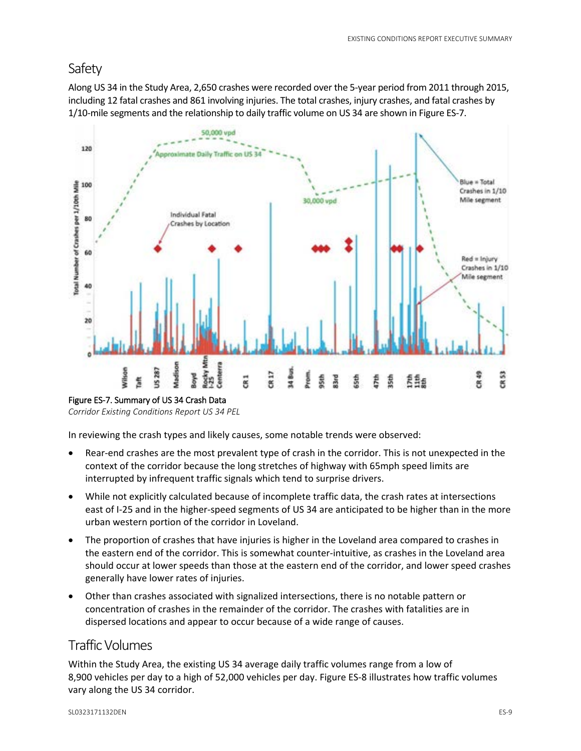## Safety

Along US 34 in the Study Area, 2,650 crashes were recorded over the 5-year period from 2011 through 2015, including 12 fatal crashes and 861 involving injuries. The total crashes, injury crashes, and fatal crashes by 1/10-mile segments and the relationship to daily traffic volume on US 34 are shown in Figure ES-7.

Figure ES-7. Summary of US 34 Crash Data

*Corridor Existing Conditions Report US 34 PEL*

In reviewing the crash types and likely causes, some notable trends were observed:

- Rear-end crashes are the most prevalent type of crash in the corridor. This is not unexpected in the context of the corridor because the long stretches of highway with 65mph speed limits are interrupted by infrequent traffic signals which tend to surprise drivers.
- While not explicitly calculated because of incomplete traffic data, the crash rates at intersections east of I-25 and in the higher-speed segments of US 34 are anticipated to be higher than in the more urban western portion of the corridor in Loveland.
- The proportion of crashes that have injuries is higher in the Loveland area compared to crashes in the eastern end of the corridor. This is somewhat counter-intuitive, as crashes in the Loveland area should occur at lower speeds than those at the eastern end of the corridor, and lower speed crashes generally have lower rates of injuries.
- Other than crashes associated with signalized intersections, there is no notable pattern or concentration of crashes in the remainder of the corridor. The crashes with fatalities are in dispersed locations and appear to occur because of a wide range of causes.

## Traffic Volumes

Within the Study Area, the existing US 34 average daily traffic volumes range from a low of 8,900 vehicles per day to a high of 52,000 vehicles per day. Figure ES-8 illustrates how traffic volumes vary along the US 34 corridor.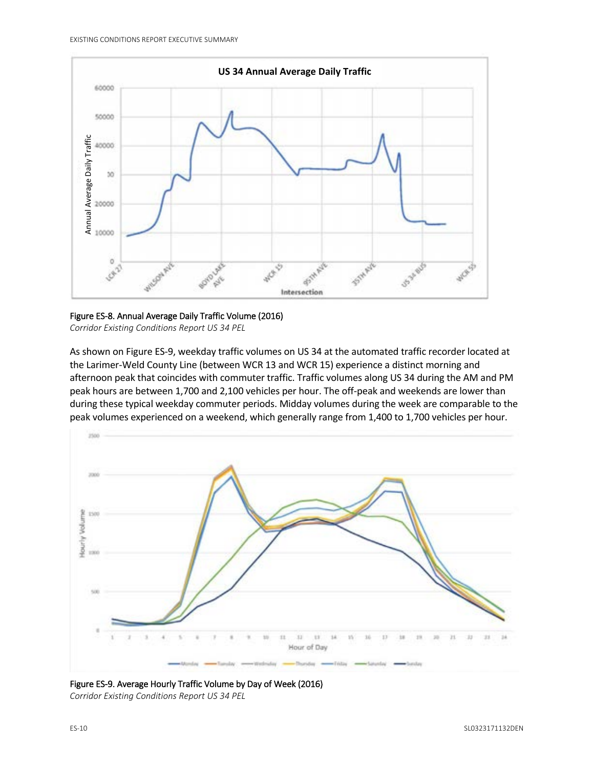Figure ES-8. Annual Average Daily Traffic Volume (2016)
*Corridor Existing Conditions Report US 34 PEL*

As shown on Figure ES-9, weekday traffic volumes on US 34 at the automated traffic recorder located at the Larimer-Weld County Line (between WCR 13 and WCR 15) experience a distinct morning and afternoon peak that coincides with commuter traffic. Traffic volumes along US 34 during the AM and PM peak hours are between 1,700 and 2,100 vehicles per hour. The off-peak and weekends are lower than during these typical weekday commuter periods. Midday volumes during the week are comparable to the peak volumes experienced on a weekend, which generally range from 1,400 to 1,700 vehicles per hour.

Figure ES-9. Average Hourly Traffic Volume by Day of Week (2016)
*Corridor Existing Conditions Report US 34 PEL*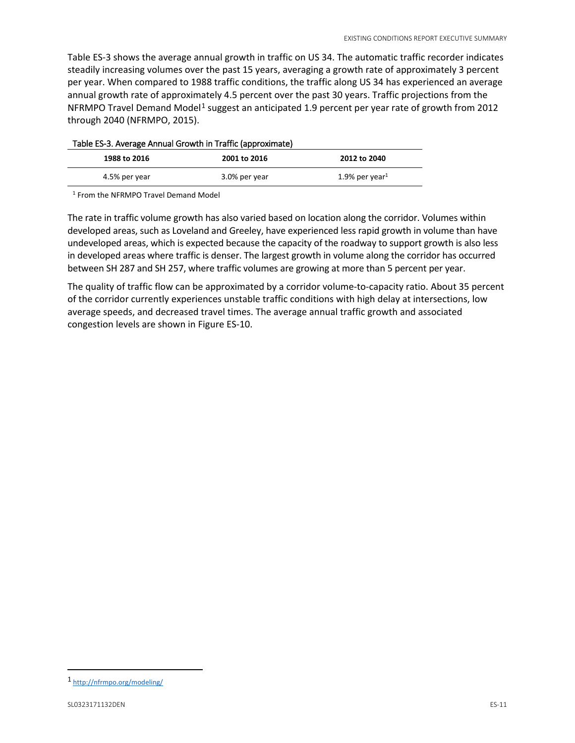Table ES-3 shows the average annual growth in traffic on US 34. The automatic traffic recorder indicates steadily increasing volumes over the past 15 years, averaging a growth rate of approximately 3 percent per year. When compared to 1988 traffic conditions, the traffic along US 34 has experienced an average annual growth rate of approximately 4.5 percent over the past 30 years. Traffic projections from the NFRMPO Travel Demand Model[1] suggest an anticipated 1.9 percent per year rate of growth from 2012 through 2040 (NFRMPO, 2015).

Table ES-3. Average Annual Growth in Traffic (approximate)

| 1988 to 2016 | 2001 to 2016 | 2012 to 2040 |
|---|---|---|
| 4.5% per year | 3.0% per year | 1.9% per year[1] |

[1] From the NFRMPO Travel Demand Model

The rate in traffic volume growth has also varied based on location along the corridor. Volumes within developed areas, such as Loveland and Greeley, have experienced less rapid growth in volume than have undeveloped areas, which is expected because the capacity of the roadway to support growth is also less in developed areas where traffic is denser. The largest growth in volume along the corridor has occurred between SH 287 and SH 257, where traffic volumes are growing at more than 5 percent per year.

The quality of traffic flow can be approximated by a corridor volume-to-capacity ratio. About 35 percent of the corridor currently experiences unstable traffic conditions with high delay at intersections, low average speeds, and decreased travel times. The average annual traffic growth and associated congestion levels are shown in Figure ES-10.

[1] http://nfrmpo.org/modeling/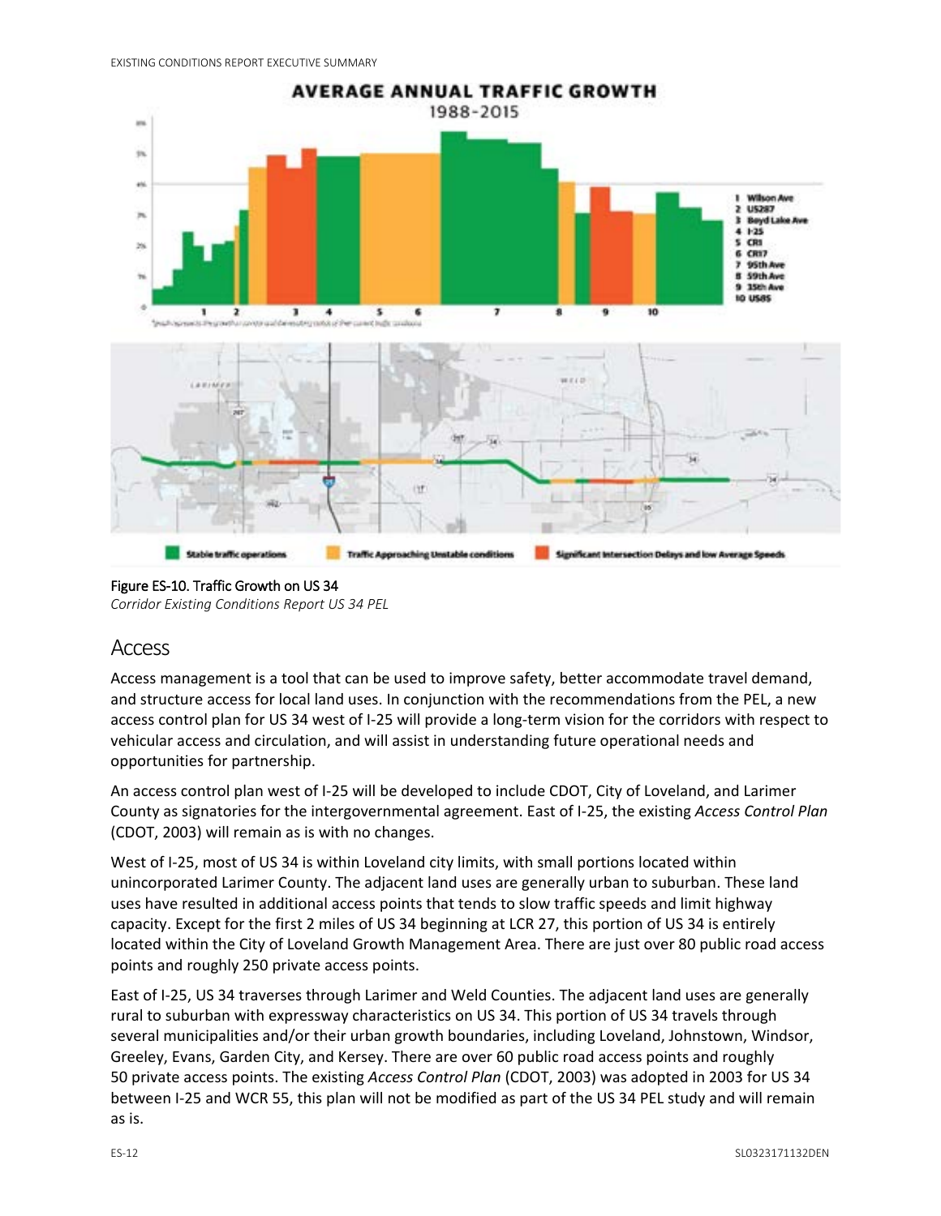Figure ES-10. Traffic Growth on US 34

*Corridor Existing Conditions Report US 34 PEL*

## Access

Access management is a tool that can be used to improve safety, better accommodate travel demand, and structure access for local land uses. In conjunction with the recommendations from the PEL, a new access control plan for US 34 west of I-25 will provide a long-term vision for the corridors with respect to vehicular access and circulation, and will assist in understanding future operational needs and opportunities for partnership.

An access control plan west of I-25 will be developed to include CDOT, City of Loveland, and Larimer County as signatories for the intergovernmental agreement. East of I-25, the existing *Access Control Plan* (CDOT, 2003) will remain as is with no changes.

West of I-25, most of US 34 is within Loveland city limits, with small portions located within unincorporated Larimer County. The adjacent land uses are generally urban to suburban. These land uses have resulted in additional access points that tends to slow traffic speeds and limit highway capacity. Except for the first 2 miles of US 34 beginning at LCR 27, this portion of US 34 is entirely located within the City of Loveland Growth Management Area. There are just over 80 public road access points and roughly 250 private access points.

East of I-25, US 34 traverses through Larimer and Weld Counties. The adjacent land uses are generally rural to suburban with expressway characteristics on US 34. This portion of US 34 travels through several municipalities and/or their urban growth boundaries, including Loveland, Johnstown, Windsor, Greeley, Evans, Garden City, and Kersey. There are over 60 public road access points and roughly 50 private access points. The existing *Access Control Plan* (CDOT, 2003) was adopted in 2003 for US 34 between I-25 and WCR 55, this plan will not be modified as part of the US 34 PEL study and will remain as is.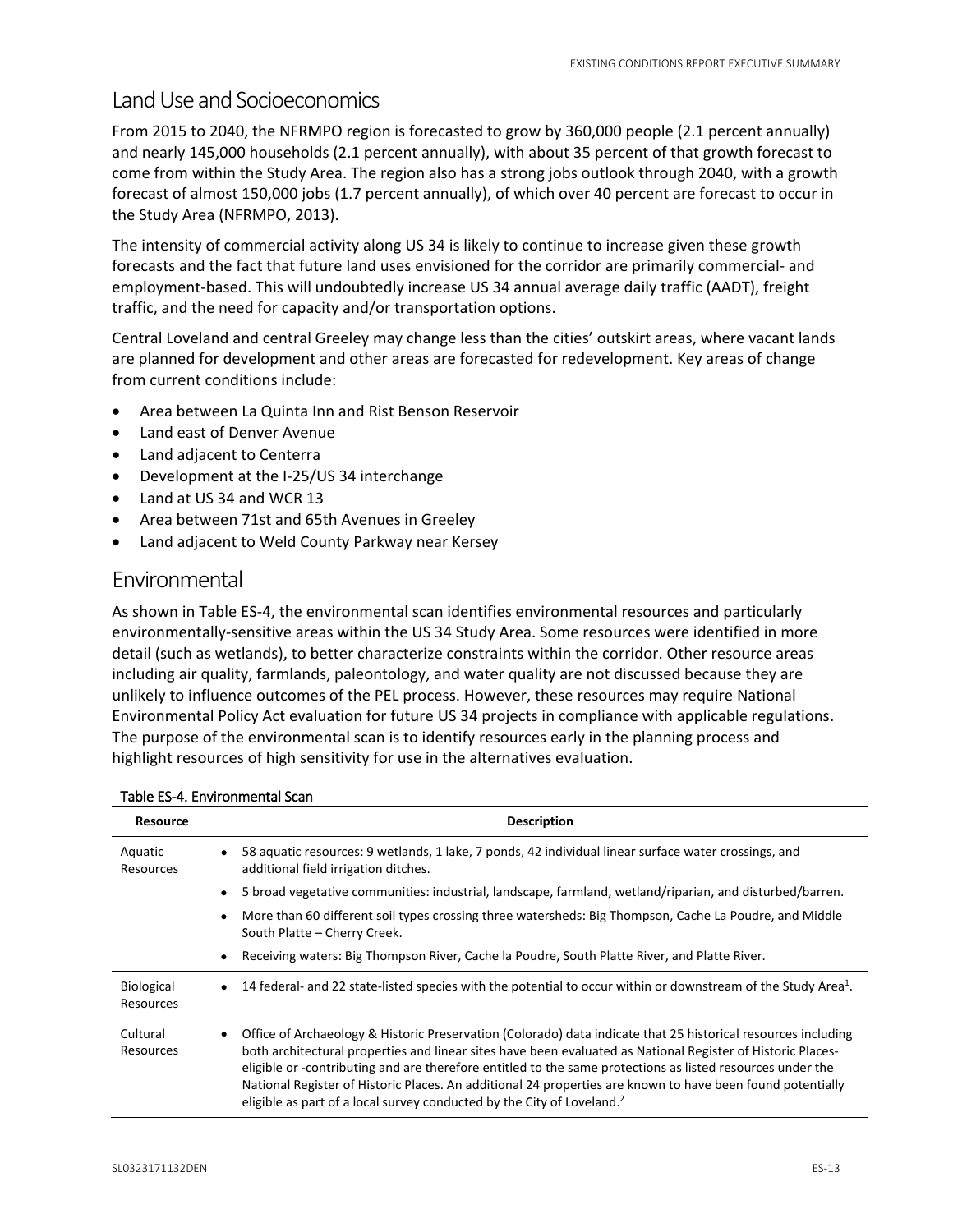## Land Use and Socioeconomics

From 2015 to 2040, the NFRMPO region is forecasted to grow by 360,000 people (2.1 percent annually) and nearly 145,000 households (2.1 percent annually), with about 35 percent of that growth forecast to come from within the Study Area. The region also has a strong jobs outlook through 2040, with a growth forecast of almost 150,000 jobs (1.7 percent annually), of which over 40 percent are forecast to occur in the Study Area (NFRMPO, 2013).

The intensity of commercial activity along US 34 is likely to continue to increase given these growth forecasts and the fact that future land uses envisioned for the corridor are primarily commercial- and employment-based. This will undoubtedly increase US 34 annual average daily traffic (AADT), freight traffic, and the need for capacity and/or transportation options.

Central Loveland and central Greeley may change less than the cities' outskirt areas, where vacant lands are planned for development and other areas are forecasted for redevelopment. Key areas of change from current conditions include:

- Area between La Quinta Inn and Rist Benson Reservoir
- Land east of Denver Avenue
- Land adjacent to Centerra
- Development at the I-25/US 34 interchange
- Land at US 34 and WCR 13
- Area between 71st and 65th Avenues in Greeley
- Land adjacent to Weld County Parkway near Kersey

## Environmental

As shown in Table ES-4, the environmental scan identifies environmental resources and particularly environmentally-sensitive areas within the US 34 Study Area. Some resources were identified in more detail (such as wetlands), to better characterize constraints within the corridor. Other resource areas including air quality, farmlands, paleontology, and water quality are not discussed because they are unlikely to influence outcomes of the PEL process. However, these resources may require National Environmental Policy Act evaluation for future US 34 projects in compliance with applicable regulations. The purpose of the environmental scan is to identify resources early in the planning process and highlight resources of high sensitivity for use in the alternatives evaluation.

Table ES-4. Environmental Scan

| Resource | Description |
|---|---|
| Aquatic Resources | • 58 aquatic resources: 9 wetlands, 1 lake, 7 ponds, 42 individual linear surface water crossings, and additional field irrigation ditches.<br>• 5 broad vegetative communities: industrial, landscape, farmland, wetland/riparian, and disturbed/barren.<br>• More than 60 different soil types crossing three watersheds: Big Thompson, Cache La Poudre, and Middle South Platte – Cherry Creek.<br>• Receiving waters: Big Thompson River, Cache la Poudre, South Platte River, and Platte River. |
| Biological Resources | • 14 federal- and 22 state-listed species with the potential to occur within or downstream of the Study Area[1]. |
| Cultural Resources | • Office of Archaeology & Historic Preservation (Colorado) data indicate that 25 historical resources including both architectural properties and linear sites have been evaluated as National Register of Historic Places-eligible or -contributing and are therefore entitled to the same protections as listed resources under the National Register of Historic Places. An additional 24 properties are known to have been found potentially eligible as part of a local survey conducted by the City of Loveland.[2] |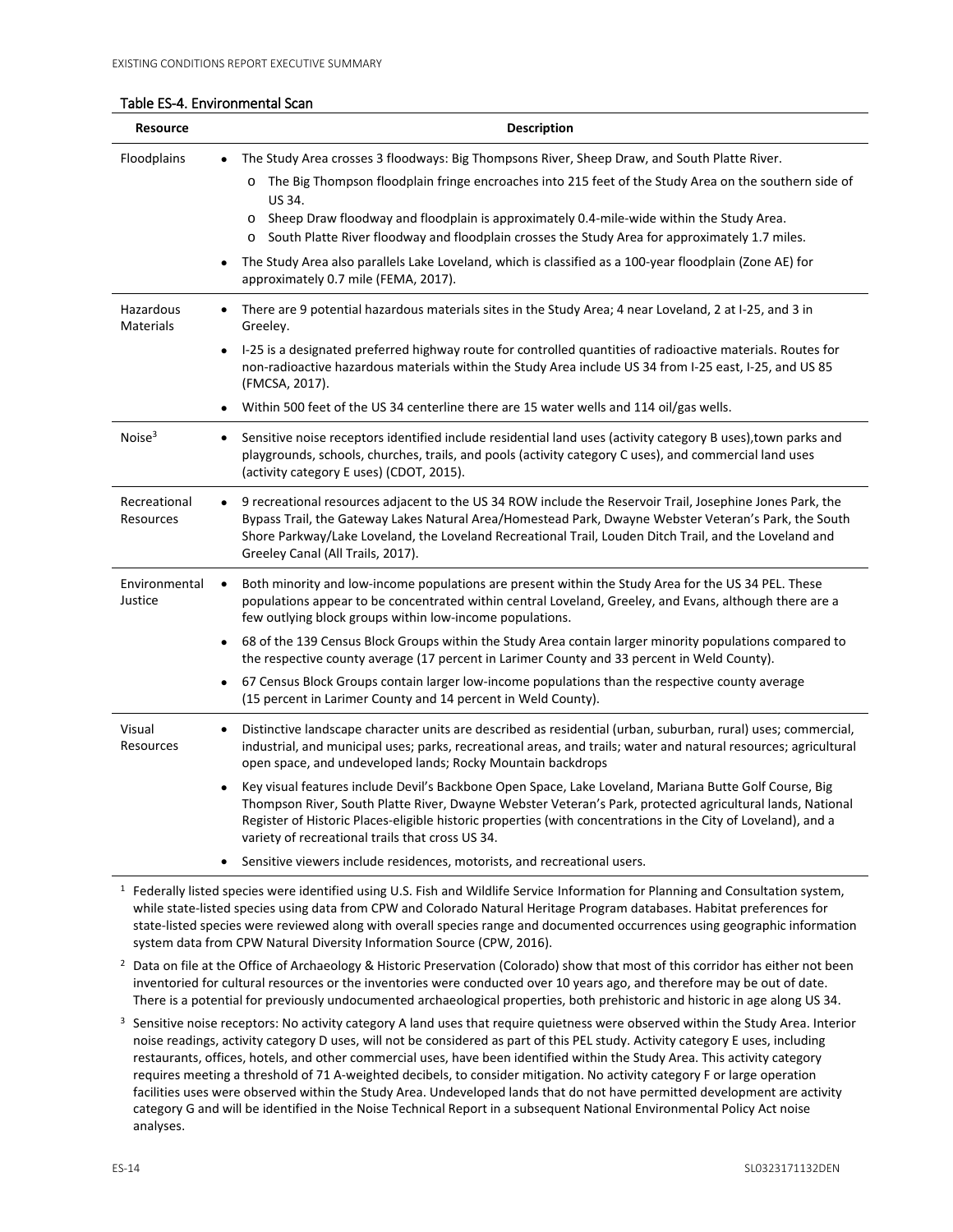Table ES-4. Environmental Scan

| Resource | Description |
|---|---|
| Floodplains | • The Study Area crosses 3 floodways: Big Thompsons River, Sheep Draw, and South Platte River.<br>  o The Big Thompson floodplain fringe encroaches into 215 feet of the Study Area on the southern side of US 34.<br>  o Sheep Draw floodway and floodplain is approximately 0.4-mile-wide within the Study Area.<br>  o South Platte River floodway and floodplain crosses the Study Area for approximately 1.7 miles.<br>• The Study Area also parallels Lake Loveland, which is classified as a 100-year floodplain (Zone AE) for approximately 0.7 mile (FEMA, 2017). |
| Hazardous Materials | • There are 9 potential hazardous materials sites in the Study Area; 4 near Loveland, 2 at I-25, and 3 in Greeley.<br>• I-25 is a designated preferred highway route for controlled quantities of radioactive materials. Routes for non-radioactive hazardous materials within the Study Area include US 34 from I-25 east, I-25, and US 85 (FMCSA, 2017).<br>• Within 500 feet of the US 34 centerline there are 15 water wells and 114 oil/gas wells. |
| Noise[3] | • Sensitive noise receptors identified include residential land uses (activity category B uses),town parks and playgrounds, schools, churches, trails, and pools (activity category C uses), and commercial land uses (activity category E uses) (CDOT, 2015). |
| Recreational Resources | • 9 recreational resources adjacent to the US 34 ROW include the Reservoir Trail, Josephine Jones Park, the Bypass Trail, the Gateway Lakes Natural Area/Homestead Park, Dwayne Webster Veteran's Park, the South Shore Parkway/Lake Loveland, the Loveland Recreational Trail, Louden Ditch Trail, and the Loveland and Greeley Canal (All Trails, 2017). |
| Environmental Justice | • Both minority and low-income populations are present within the Study Area for the US 34 PEL. These populations appear to be concentrated within central Loveland, Greeley, and Evans, although there are a few outlying block groups within low-income populations.<br>• 68 of the 139 Census Block Groups within the Study Area contain larger minority populations compared to the respective county average (17 percent in Larimer County and 33 percent in Weld County).<br>• 67 Census Block Groups contain larger low-income populations than the respective county average (15 percent in Larimer County and 14 percent in Weld County). |
| Visual Resources | • Distinctive landscape character units are described as residential (urban, suburban, rural) uses; commercial, industrial, and municipal uses; parks, recreational areas, and trails; water and natural resources; agricultural open space, and undeveloped lands; Rocky Mountain backdrops<br>• Key visual features include Devil's Backbone Open Space, Lake Loveland, Mariana Butte Golf Course, Big Thompson River, South Platte River, Dwayne Webster Veteran's Park, protected agricultural lands, National Register of Historic Places-eligible historic properties (with concentrations in the City of Loveland), and a variety of recreational trails that cross US 34.<br>• Sensitive viewers include residences, motorists, and recreational users. |

[1] Federally listed species were identified using U.S. Fish and Wildlife Service Information for Planning and Consultation system, while state-listed species using data from CPW and Colorado Natural Heritage Program databases. Habitat preferences for state-listed species were reviewed along with overall species range and documented occurrences using geographic information system data from CPW Natural Diversity Information Source (CPW, 2016).

[2] Data on file at the Office of Archaeology & Historic Preservation (Colorado) show that most of this corridor has either not been inventoried for cultural resources or the inventories were conducted over 10 years ago, and therefore may be out of date. There is a potential for previously undocumented archaeological properties, both prehistoric and historic in age along US 34.

[3] Sensitive noise receptors: No activity category A land uses that require quietness were observed within the Study Area. Interior noise readings, activity category D uses, will not be considered as part of this PEL study. Activity category E uses, including restaurants, offices, hotels, and other commercial uses, have been identified within the Study Area. This activity category requires meeting a threshold of 71 A-weighted decibels, to consider mitigation. No activity category F or large operation facilities uses were observed within the Study Area. Undeveloped lands that do not have permitted development are activity category G and will be identified in the Noise Technical Report in a subsequent National Environmental Policy Act noise analyses.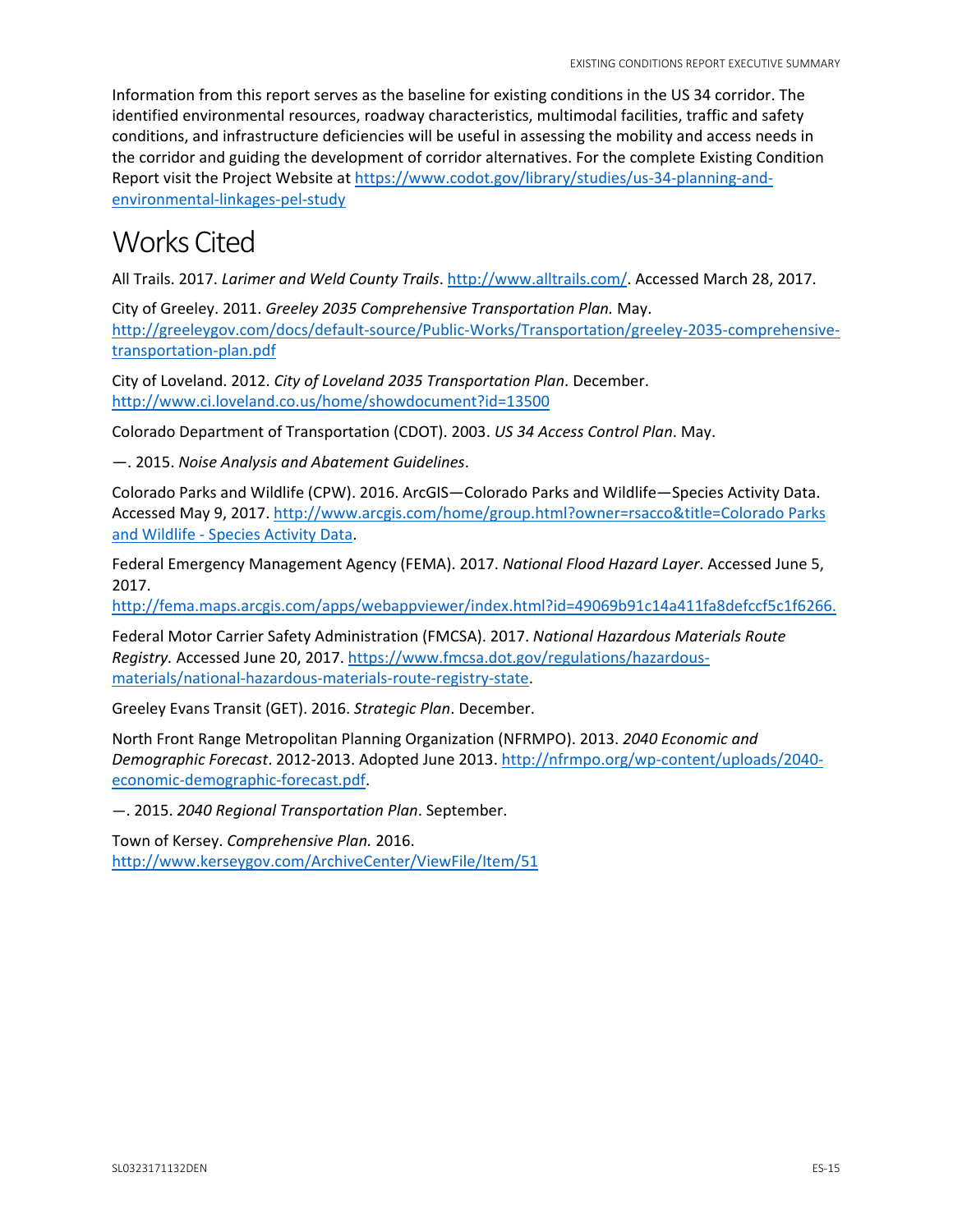Information from this report serves as the baseline for existing conditions in the US 34 corridor. The identified environmental resources, roadway characteristics, multimodal facilities, traffic and safety conditions, and infrastructure deficiencies will be useful in assessing the mobility and access needs in the corridor and guiding the development of corridor alternatives. For the complete Existing Condition Report visit the Project Website at https://www.codot.gov/library/studies/us-34-planning-and-environmental-linkages-pel-study

# Works Cited

All Trails. 2017. *Larimer and Weld County Trails*. http://www.alltrails.com/. Accessed March 28, 2017.

City of Greeley. 2011. *Greeley 2035 Comprehensive Transportation Plan.* May. http://greeleygov.com/docs/default-source/Public-Works/Transportation/greeley-2035-comprehensive-transportation-plan.pdf

City of Loveland. 2012. *City of Loveland 2035 Transportation Plan*. December. http://www.ci.loveland.co.us/home/showdocument?id=13500

Colorado Department of Transportation (CDOT). 2003. *US 34 Access Control Plan*. May.

—. 2015. *Noise Analysis and Abatement Guidelines*.

Colorado Parks and Wildlife (CPW). 2016. ArcGIS—Colorado Parks and Wildlife—Species Activity Data. Accessed May 9, 2017. http://www.arcgis.com/home/group.html?owner=rsacco&title=Colorado Parks and Wildlife - Species Activity Data.

Federal Emergency Management Agency (FEMA). 2017. *National Flood Hazard Layer*. Accessed June 5, 2017. http://fema.maps.arcgis.com/apps/webappviewer/index.html?id=49069b91c14a411fa8defccf5c1f6266.

Federal Motor Carrier Safety Administration (FMCSA). 2017. *National Hazardous Materials Route Registry.* Accessed June 20, 2017. https://www.fmcsa.dot.gov/regulations/hazardous-materials/national-hazardous-materials-route-registry-state.

Greeley Evans Transit (GET). 2016. *Strategic Plan*. December.

North Front Range Metropolitan Planning Organization (NFRMPO). 2013. *2040 Economic and Demographic Forecast*. 2012-2013. Adopted June 2013. http://nfrmpo.org/wp-content/uploads/2040-economic-demographic-forecast.pdf.

—. 2015. *2040 Regional Transportation Plan*. September.

Town of Kersey. *Comprehensive Plan.* 2016. http://www.kerseygov.com/ArchiveCenter/ViewFile/Item/51